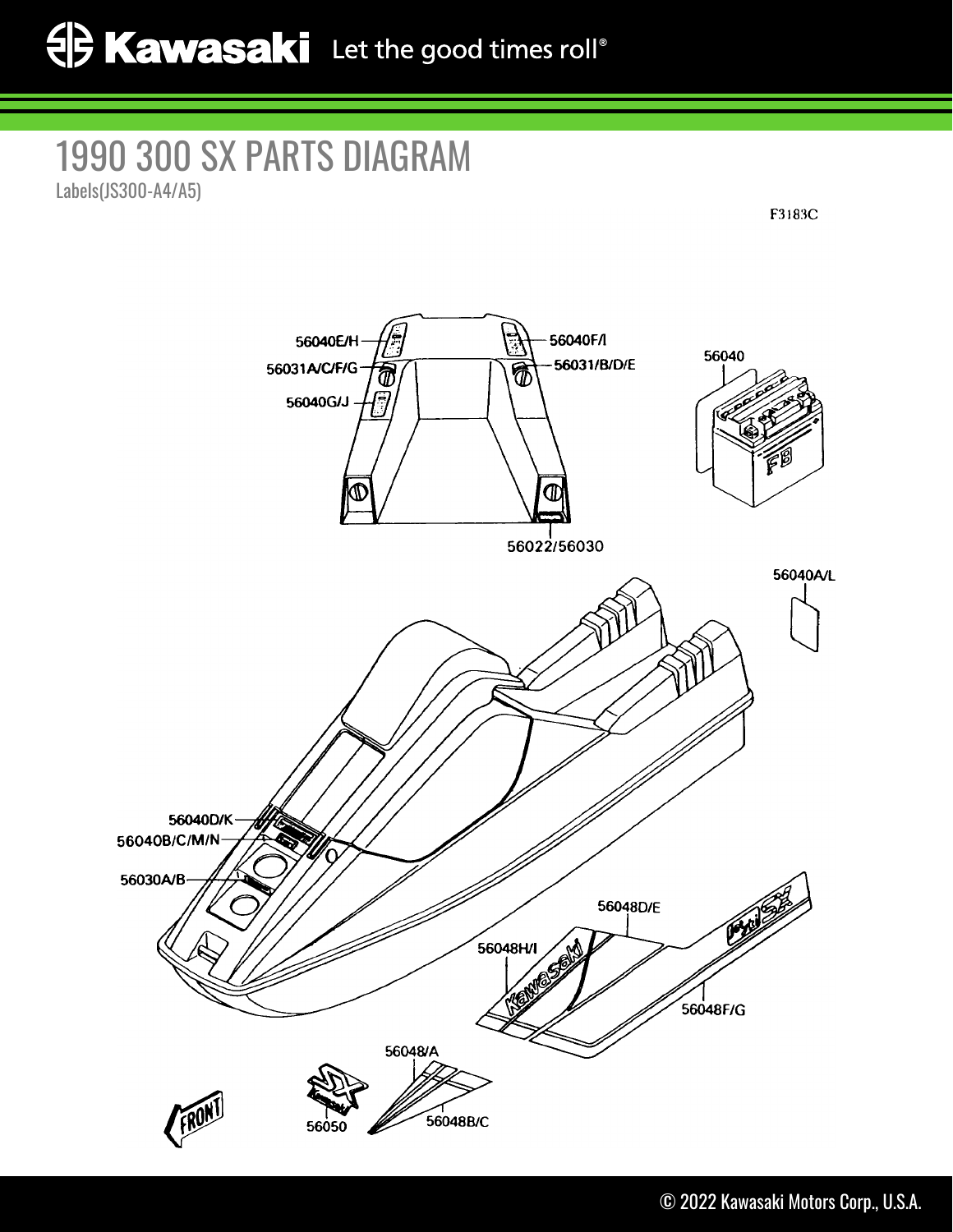# 1990 300 SX PARTS DIAGRAM

Labels(JS300-A4/A5)

F3183C

56040E/H

56031A/C/F/G

56040G/J

56040F/I

56031/B/D/E

56040

56022/56030

56040A/L

56040D/K

56040B/C/M/N

56030A/B

56048D/E

56048H/I

56048F/G

56048/A

56050

56048B/C

FRONT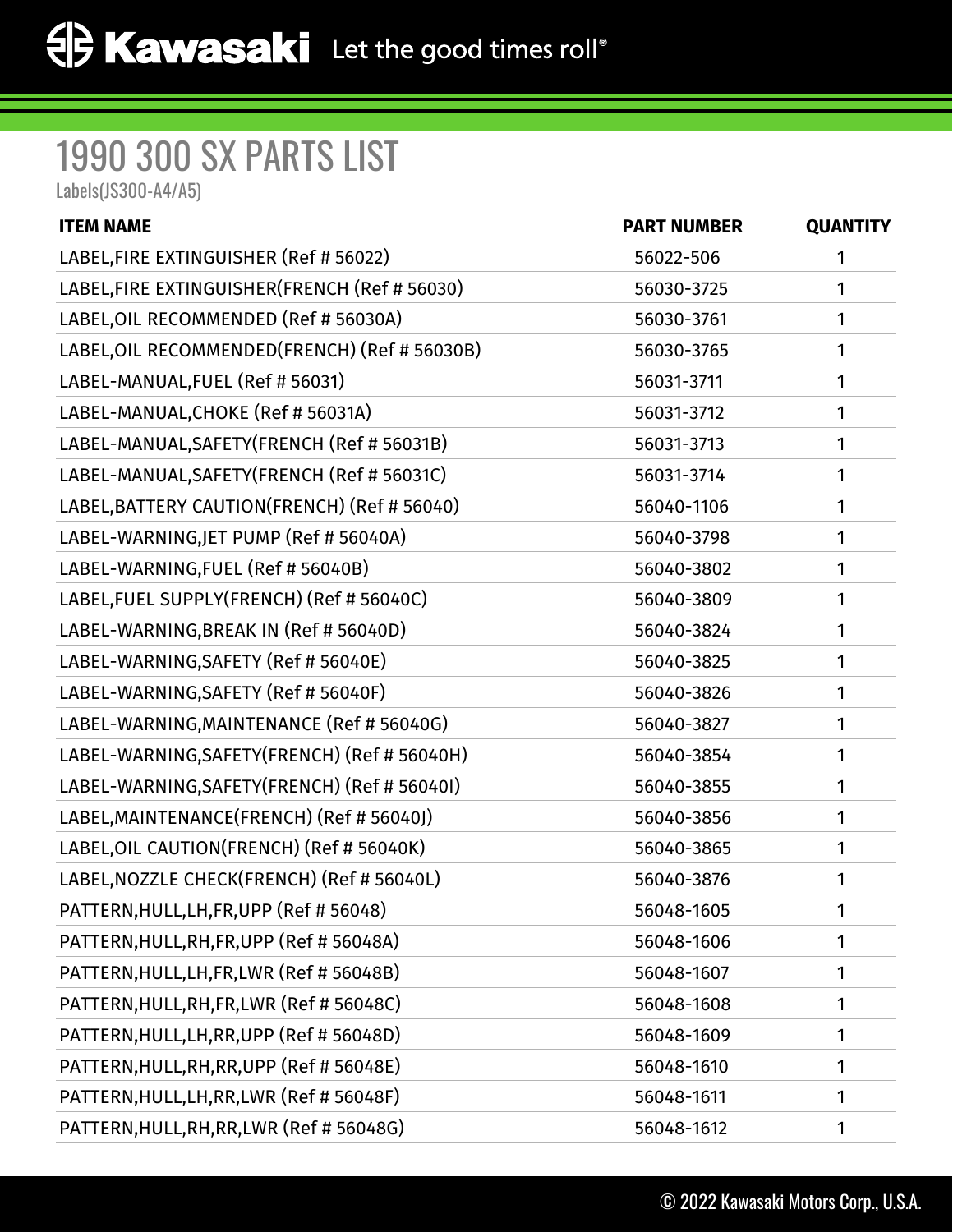# 1990 300 SX PARTS LIST

Labels(JS300-A4/A5)

| ITEM NAME | PART NUMBER | QUANTITY |
| --- | --- | --- |
| LABEL,FIRE EXTINGUISHER (Ref # 56022) | 56022-506 | 1 |
| LABEL,FIRE EXTINGUISHER(FRENCH (Ref # 56030) | 56030-3725 | 1 |
| LABEL,OIL RECOMMENDED (Ref # 56030A) | 56030-3761 | 1 |
| LABEL,OIL RECOMMENDED(FRENCH) (Ref # 56030B) | 56030-3765 | 1 |
| LABEL-MANUAL,FUEL (Ref # 56031) | 56031-3711 | 1 |
| LABEL-MANUAL,CHOKE (Ref # 56031A) | 56031-3712 | 1 |
| LABEL-MANUAL,SAFETY(FRENCH (Ref # 56031B) | 56031-3713 | 1 |
| LABEL-MANUAL,SAFETY(FRENCH (Ref # 56031C) | 56031-3714 | 1 |
| LABEL,BATTERY CAUTION(FRENCH) (Ref # 56040) | 56040-1106 | 1 |
| LABEL-WARNING,JET PUMP (Ref # 56040A) | 56040-3798 | 1 |
| LABEL-WARNING,FUEL (Ref # 56040B) | 56040-3802 | 1 |
| LABEL,FUEL SUPPLY(FRENCH) (Ref # 56040C) | 56040-3809 | 1 |
| LABEL-WARNING,BREAK IN (Ref # 56040D) | 56040-3824 | 1 |
| LABEL-WARNING,SAFETY (Ref # 56040E) | 56040-3825 | 1 |
| LABEL-WARNING,SAFETY (Ref # 56040F) | 56040-3826 | 1 |
| LABEL-WARNING,MAINTENANCE (Ref # 56040G) | 56040-3827 | 1 |
| LABEL-WARNING,SAFETY(FRENCH) (Ref # 56040H) | 56040-3854 | 1 |
| LABEL-WARNING,SAFETY(FRENCH) (Ref # 56040I) | 56040-3855 | 1 |
| LABEL,MAINTENANCE(FRENCH) (Ref # 56040J) | 56040-3856 | 1 |
| LABEL,OIL CAUTION(FRENCH) (Ref # 56040K) | 56040-3865 | 1 |
| LABEL,NOZZLE CHECK(FRENCH) (Ref # 56040L) | 56040-3876 | 1 |
| PATTERN,HULL,LH,FR,UPP (Ref # 56048) | 56048-1605 | 1 |
| PATTERN,HULL,RH,FR,UPP (Ref # 56048A) | 56048-1606 | 1 |
| PATTERN,HULL,LH,FR,LWR (Ref # 56048B) | 56048-1607 | 1 |
| PATTERN,HULL,RH,FR,LWR (Ref # 56048C) | 56048-1608 | 1 |
| PATTERN,HULL,LH,RR,UPP (Ref # 56048D) | 56048-1609 | 1 |
| PATTERN,HULL,RH,RR,UPP (Ref # 56048E) | 56048-1610 | 1 |
| PATTERN,HULL,LH,RR,LWR (Ref # 56048F) | 56048-1611 | 1 |
| PATTERN,HULL,RH,RR,LWR (Ref # 56048G) | 56048-1612 | 1 |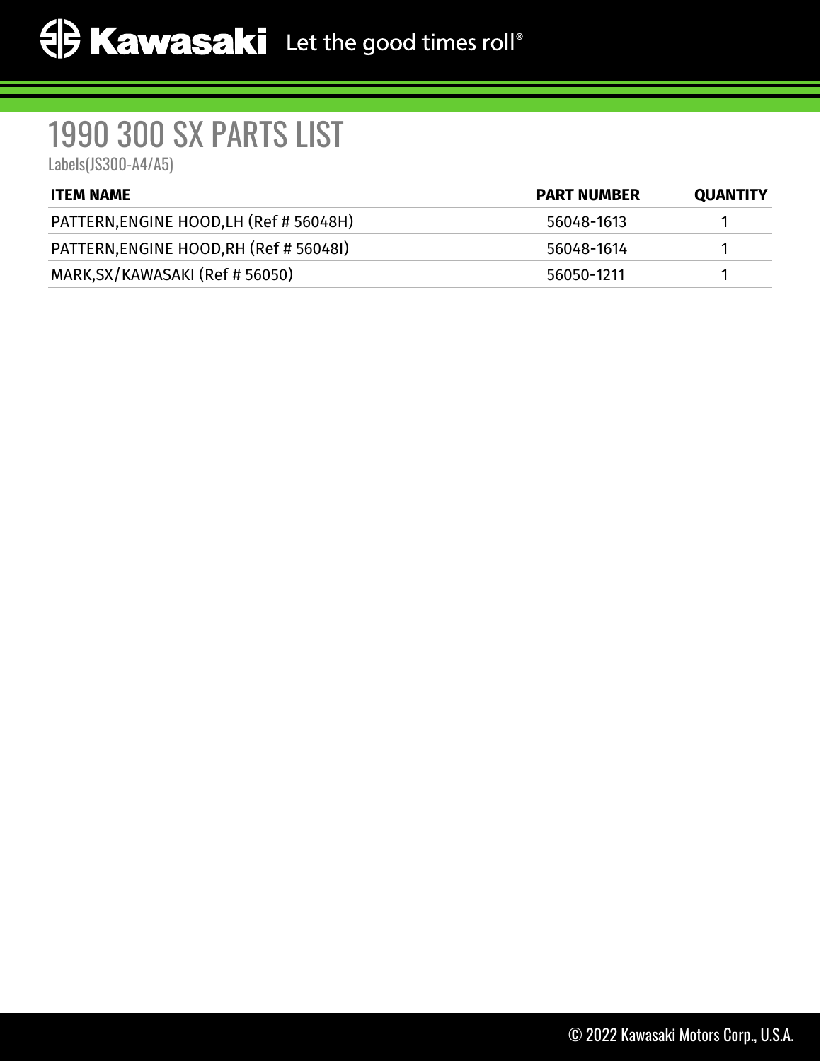# 1990 300 SX PARTS LIST

Labels(JS300-A4/A5)

| ITEM NAME | PART NUMBER | QUANTITY |
|---|---|---|
| PATTERN,ENGINE HOOD,LH (Ref # 56048H) | 56048-1613 | 1 |
| PATTERN,ENGINE HOOD,RH (Ref # 56048I) | 56048-1614 | 1 |
| MARK,SX/KAWASAKI (Ref # 56050) | 56050-1211 | 1 |